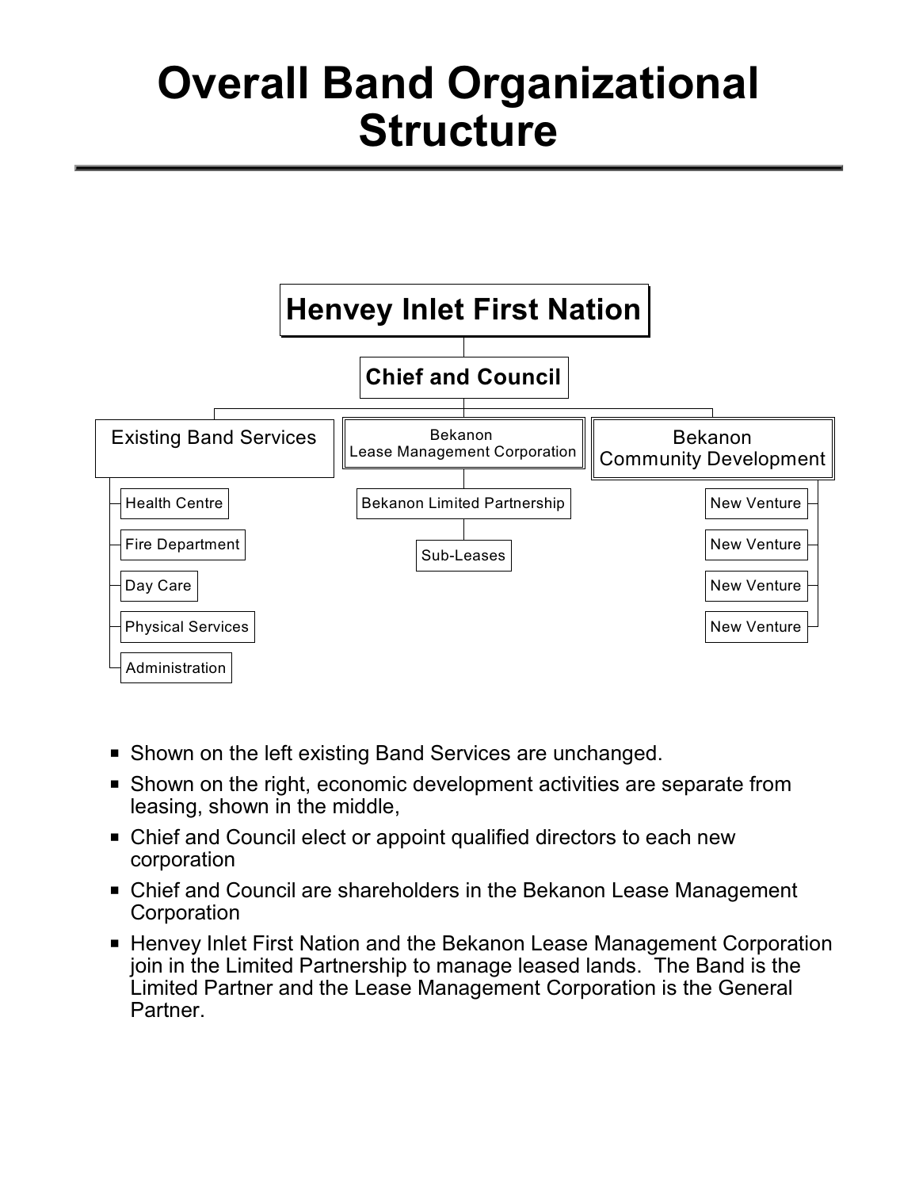# Overall Band Organizational Structure

- **Henvey Inlet First Nation**
  - **Chief and Council**
    - Existing Band Services
      - Health Centre
      - Fire Department
      - Day Care
      - Physical Services
      - Administration
    - Bekanon Lease Management Corporation
      - Bekanon Limited Partnership
        - Sub-Leases
    - Bekanon Community Development
      - New Venture
      - New Venture
      - New Venture
      - New Venture

- Shown on the left existing Band Services are unchanged.
- Shown on the right, economic development activities are separate from leasing, shown in the middle,
- Chief and Council elect or appoint qualified directors to each new corporation
- Chief and Council are shareholders in the Bekanon Lease Management Corporation
- Henvey Inlet First Nation and the Bekanon Lease Management Corporation join in the Limited Partnership to manage leased lands. The Band is the Limited Partner and the Lease Management Corporation is the General Partner.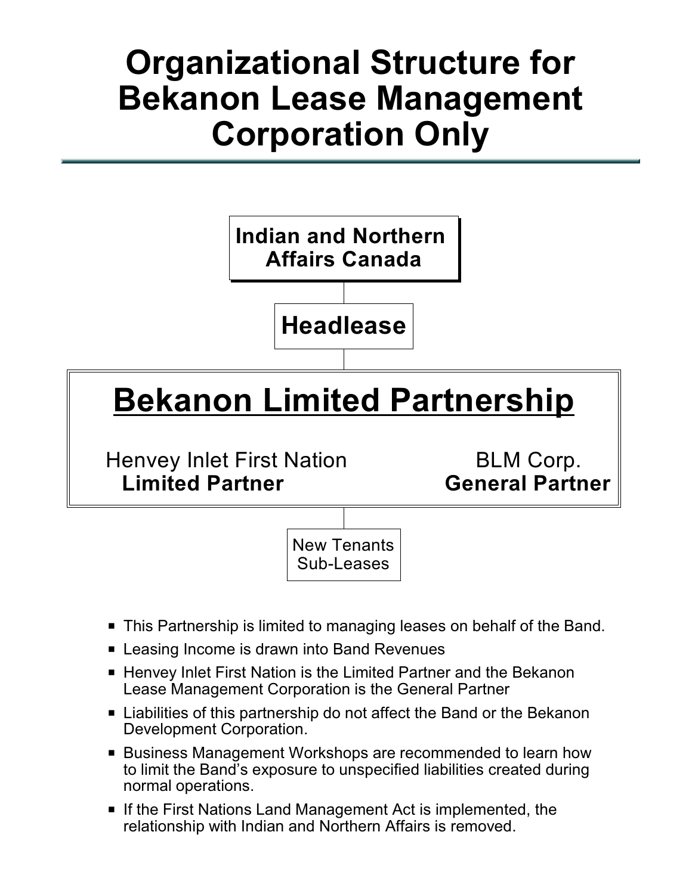# Organizational Structure for Bekanon Lease Management Corporation Only

Indian and Northern Affairs Canada

Headlease

**Bekanon Limited Partnership**

Henvey Inlet First Nation
**Limited Partner**

BLM Corp.
**General Partner**

New Tenants
Sub-Leases

- This Partnership is limited to managing leases on behalf of the Band.
- Leasing Income is drawn into Band Revenues
- Henvey Inlet First Nation is the Limited Partner and the Bekanon Lease Management Corporation is the General Partner
- Liabilities of this partnership do not affect the Band or the Bekanon Development Corporation.
- Business Management Workshops are recommended to learn how to limit the Band's exposure to unspecified liabilities created during normal operations.
- If the First Nations Land Management Act is implemented, the relationship with Indian and Northern Affairs is removed.